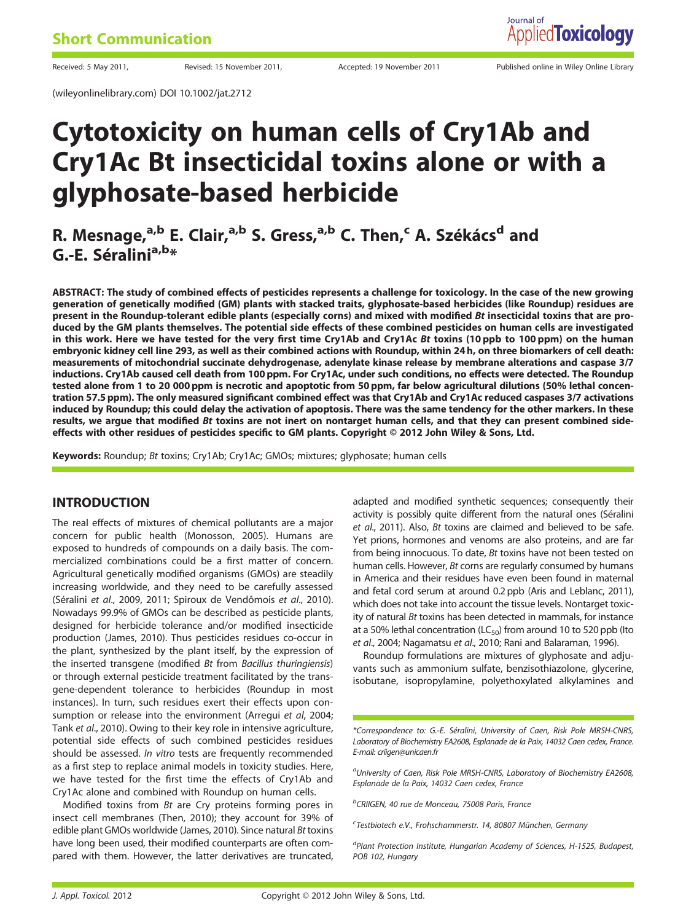Short Communication

Received: 5 May 2011, Revised: 15 November 2011, Accepted: 19 November 2011 Published online in Wiley Online Library

(wileyonlinelibrary.com) DOI 10.1002/jat.2712

# Cytotoxicity on human cells of Cry1Ab and Cry1Ac Bt insecticidal toxins alone or with a glyphosate-based herbicide

R. Mesnage,[a,b] E. Clair,[a,b] S. Gress,[a,b] C. Then,[c] A. Székács[d] and G.-E. Séralini[a,b]*

**ABSTRACT: The study of combined effects of pesticides represents a challenge for toxicology. In the case of the new growing generation of genetically modified (GM) plants with stacked traits, glyphosate-based herbicides (like Roundup) residues are present in the Roundup-tolerant edible plants (especially corns) and mixed with modified *Bt* insecticidal toxins that are produced by the GM plants themselves. The potential side effects of these combined pesticides on human cells are investigated in this work. Here we have tested for the very first time Cry1Ab and Cry1Ac *Bt* toxins (10 ppb to 100 ppm) on the human embryonic kidney cell line 293, as well as their combined actions with Roundup, within 24 h, on three biomarkers of cell death: measurements of mitochondrial succinate dehydrogenase, adenylate kinase release by membrane alterations and caspase 3/7 inductions. Cry1Ab caused cell death from 100 ppm. For Cry1Ac, under such conditions, no effects were detected. The Roundup tested alone from 1 to 20 000 ppm is necrotic and apoptotic from 50 ppm, far below agricultural dilutions (50% lethal concentration 57.5 ppm). The only measured significant combined effect was that Cry1Ab and Cry1Ac reduced caspases 3/7 activations induced by Roundup; this could delay the activation of apoptosis. There was the same tendency for the other markers. In these results, we argue that modified *Bt* toxins are not inert on nontarget human cells, and that they can present combined side-effects with other residues of pesticides specific to GM plants. Copyright © 2012 John Wiley & Sons, Ltd.**

**Keywords:** Roundup; *Bt* toxins; Cry1Ab; Cry1Ac; GMOs; mixtures; glyphosate; human cells

## INTRODUCTION

The real effects of mixtures of chemical pollutants are a major concern for public health (Monosson, 2005). Humans are exposed to hundreds of compounds on a daily basis. The commercialized combinations could be a first matter of concern. Agricultural genetically modified organisms (GMOs) are steadily increasing worldwide, and they need to be carefully assessed (Séralini *et al*., 2009, 2011; Spiroux de Vendômois *et al*., 2010). Nowadays 99.9% of GMOs can be described as pesticide plants, designed for herbicide tolerance and/or modified insecticide production (James, 2010). Thus pesticides residues co-occur in the plant, synthesized by the plant itself, by the expression of the inserted transgene (modified *Bt* from *Bacillus thuringiensis*) or through external pesticide treatment facilitated by the transgene-dependent tolerance to herbicides (Roundup in most instances). In turn, such residues exert their effects upon consumption or release into the environment (Arregui *et al*, 2004; Tank *et al*., 2010). Owing to their key role in intensive agriculture, potential side effects of such combined pesticides residues should be assessed. *In vitro* tests are frequently recommended as a first step to replace animal models in toxicity studies. Here, we have tested for the first time the effects of Cry1Ab and Cry1Ac alone and combined with Roundup on human cells.

Modified toxins from *Bt* are Cry proteins forming pores in insect cell membranes (Then, 2010); they account for 39% of edible plant GMOs worldwide (James, 2010). Since natural *Bt* toxins have long been used, their modified counterparts are often compared with them. However, the latter derivatives are truncated, adapted and modified synthetic sequences; consequently their activity is possibly quite different from the natural ones (Séralini *et al*., 2011). Also, *Bt* toxins are claimed and believed to be safe. Yet prions, hormones and venoms are also proteins, and are far from being innocuous. To date, *Bt* toxins have not been tested on human cells. However, *Bt* corns are regularly consumed by humans in America and their residues have even been found in maternal and fetal cord serum at around 0.2 ppb (Aris and Leblanc, 2011), which does not take into account the tissue levels. Nontarget toxicity of natural *Bt* toxins has been detected in mammals, for instance at a 50% lethal concentration ($LC_{50}$) from around 10 to 520 ppb (Ito *et al*., 2004; Nagamatsu *et al*., 2010; Rani and Balaraman, 1996).

Roundup formulations are mixtures of glyphosate and adjuvants such as ammonium sulfate, benzisothiazolone, glycerine, isobutane, isopropylamine, polyethoxylated alkylamines and

*Correspondence to: G.-E. Séralini, University of Caen, Risk Pole MRSH-CNRS, Laboratory of Biochemistry EA2608, Esplanade de la Paix, 14032 Caen cedex, France. E-mail: criigen@unicaen.fr

[a] University of Caen, Risk Pole MRSH-CNRS, Laboratory of Biochemistry EA2608, Esplanade de la Paix, 14032 Caen cedex, France

[b] CRIIGEN, 40 rue de Monceau, 75008 Paris, France

[c] Testbiotech e.V., Frohschammerstr. 14, 80807 München, Germany

[d] Plant Protection Institute, Hungarian Academy of Sciences, H-1525, Budapest, POB 102, Hungary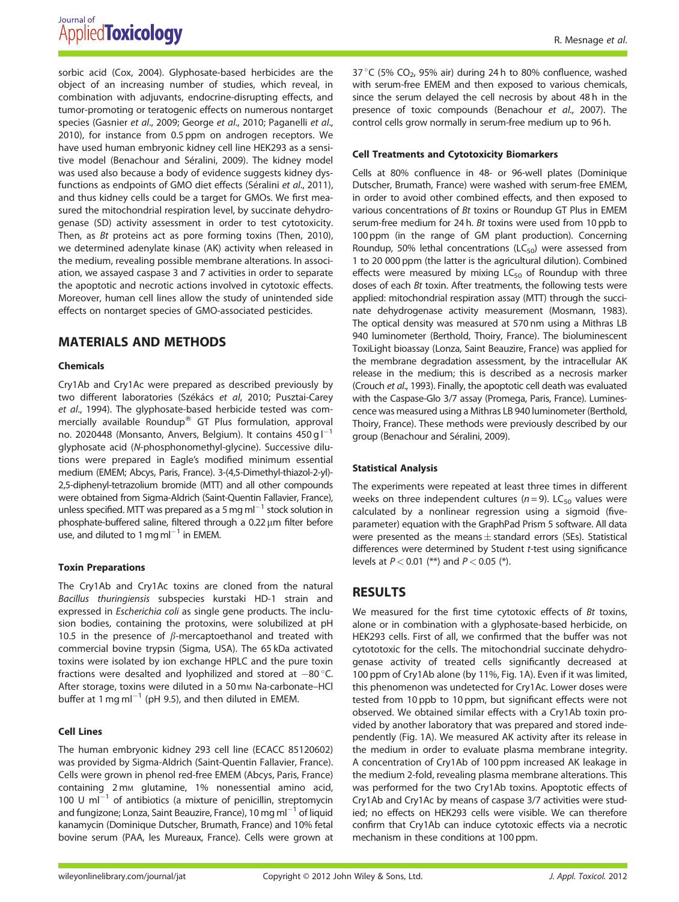sorbic acid (Cox, 2004). Glyphosate-based herbicides are the object of an increasing number of studies, which reveal, in combination with adjuvants, endocrine-disrupting effects, and tumor-promoting or teratogenic effects on numerous nontarget species (Gasnier *et al*., 2009; George *et al*., 2010; Paganelli *et al*., 2010), for instance from 0.5 ppm on androgen receptors. We have used human embryonic kidney cell line HEK293 as a sensitive model (Benachour and Séralini, 2009). The kidney model was used also because a body of evidence suggests kidney dysfunctions as endpoints of GMO diet effects (Séralini *et al*., 2011), and thus kidney cells could be a target for GMOs. We first measured the mitochondrial respiration level, by succinate dehydrogenase (SD) activity assessment in order to test cytotoxicity. Then, as *Bt* proteins act as pore forming toxins (Then, 2010), we determined adenylate kinase (AK) activity when released in the medium, revealing possible membrane alterations. In association, we assayed caspase 3 and 7 activities in order to separate the apoptotic and necrotic actions involved in cytotoxic effects. Moreover, human cell lines allow the study of unintended side effects on nontarget species of GMO-associated pesticides.

## MATERIALS AND METHODS

### Chemicals

Cry1Ab and Cry1Ac were prepared as described previously by two different laboratories (Székács *et al*, 2010; Pusztai-Carey *et al*., 1994). The glyphosate-based herbicide tested was commercially available Roundup® GT Plus formulation, approval no. 2020448 (Monsanto, Anvers, Belgium). It contains 450 g $l^{-1}$ glyphosate acid (*N*-phosphonomethyl-glycine). Successive dilutions were prepared in Eagle's modified minimum essential medium (EMEM; Abcys, Paris, France). 3-(4,5-Dimethyl-thiazol-2-yl)-2,5-diphenyl-tetrazolium bromide (MTT) and all other compounds were obtained from Sigma-Aldrich (Saint-Quentin Fallavier, France), unless specified. MTT was prepared as a 5 mg $ml^{-1}$ stock solution in phosphate-buffered saline, filtered through a 0.22 μm filter before use, and diluted to 1 mg $ml^{-1}$ in EMEM.

### Toxin Preparations

The Cry1Ab and Cry1Ac toxins are cloned from the natural *Bacillus thuringiensis* subspecies kurstaki HD-1 strain and expressed in *Escherichia coli* as single gene products. The inclusion bodies, containing the protoxins, were solubilized at pH 10.5 in the presence of β-mercaptoethanol and treated with commercial bovine trypsin (Sigma, USA). The 65 kDa activated toxins were isolated by ion exchange HPLC and the pure toxin fractions were desalted and lyophilized and stored at −80 °C. After storage, toxins were diluted in a 50 mM Na-carbonate–HCl buffer at 1 mg $ml^{-1}$ (pH 9.5), and then diluted in EMEM.

### Cell Lines

The human embryonic kidney 293 cell line (ECACC 85120602) was provided by Sigma-Aldrich (Saint-Quentin Fallavier, France). Cells were grown in phenol red-free EMEM (Abcys, Paris, France) containing 2 mM glutamine, 1% nonessential amino acid, 100 U $ml^{-1}$ of antibiotics (a mixture of penicillin, streptomycin and fungizone; Lonza, Saint Beauzire, France), 10 mg $ml^{-1}$ of liquid kanamycin (Dominique Dutscher, Brumath, France) and 10% fetal bovine serum (PAA, les Mureaux, France). Cells were grown at 37 °C (5% $CO_2$, 95% air) during 24 h to 80% confluence, washed with serum-free EMEM and then exposed to various chemicals, since the serum delayed the cell necrosis by about 48 h in the presence of toxic compounds (Benachour *et al*., 2007). The control cells grow normally in serum-free medium up to 96 h.

### Cell Treatments and Cytotoxicity Biomarkers

Cells at 80% confluence in 48- or 96-well plates (Dominique Dutscher, Brumath, France) were washed with serum-free EMEM, in order to avoid other combined effects, and then exposed to various concentrations of *Bt* toxins or Roundup GT Plus in EMEM serum-free medium for 24 h. *Bt* toxins were used from 10 ppb to 100 ppm (in the range of GM plant production). Concerning Roundup, 50% lethal concentrations ($LC_{50}$) were assessed from 1 to 20 000 ppm (the latter is the agricultural dilution). Combined effects were measured by mixing $LC_{50}$ of Roundup with three doses of each *Bt* toxin. After treatments, the following tests were applied: mitochondrial respiration assay (MTT) through the succinate dehydrogenase activity measurement (Mosmann, 1983). The optical density was measured at 570 nm using a Mithras LB 940 luminometer (Berthold, Thoiry, France). The bioluminescent ToxiLight bioassay (Lonza, Saint Beauzire, France) was applied for the membrane degradation assessment, by the intracellular AK release in the medium; this is described as a necrosis marker (Crouch *et al*., 1993). Finally, the apoptotic cell death was evaluated with the Caspase-Glo 3/7 assay (Promega, Paris, France). Luminescence was measured using a Mithras LB 940 luminometer (Berthold, Thoiry, France). These methods were previously described by our group (Benachour and Séralini, 2009).

### Statistical Analysis

The experiments were repeated at least three times in different weeks on three independent cultures ($n = 9$). $LC_{50}$ values were calculated by a nonlinear regression using a sigmoid (five-parameter) equation with the GraphPad Prism 5 software. All data were presented as the means ± standard errors (SEs). Statistical differences were determined by Student *t*-test using significance levels at $P < 0.01$ (**) and $P < 0.05$ (*).

## RESULTS

We measured for the first time cytotoxic effects of *Bt* toxins, alone or in combination with a glyphosate-based herbicide, on HEK293 cells. First of all, we confirmed that the buffer was not cytototoxic for the cells. The mitochondrial succinate dehydrogenase activity of treated cells significantly decreased at 100 ppm of Cry1Ab alone (by 11%, Fig. 1A). Even if it was limited, this phenomenon was undetected for Cry1Ac. Lower doses were tested from 10 ppb to 10 ppm, but significant effects were not observed. We obtained similar effects with a Cry1Ab toxin provided by another laboratory that was prepared and stored independently (Fig. 1A). We measured AK activity after its release in the medium in order to evaluate plasma membrane integrity. A concentration of Cry1Ab of 100 ppm increased AK leakage in the medium 2-fold, revealing plasma membrane alterations. This was performed for the two Cry1Ab toxins. Apoptotic effects of Cry1Ab and Cry1Ac by means of caspase 3/7 activities were studied; no effects on HEK293 cells were visible. We can therefore confirm that Cry1Ab can induce cytotoxic effects via a necrotic mechanism in these conditions at 100 ppm.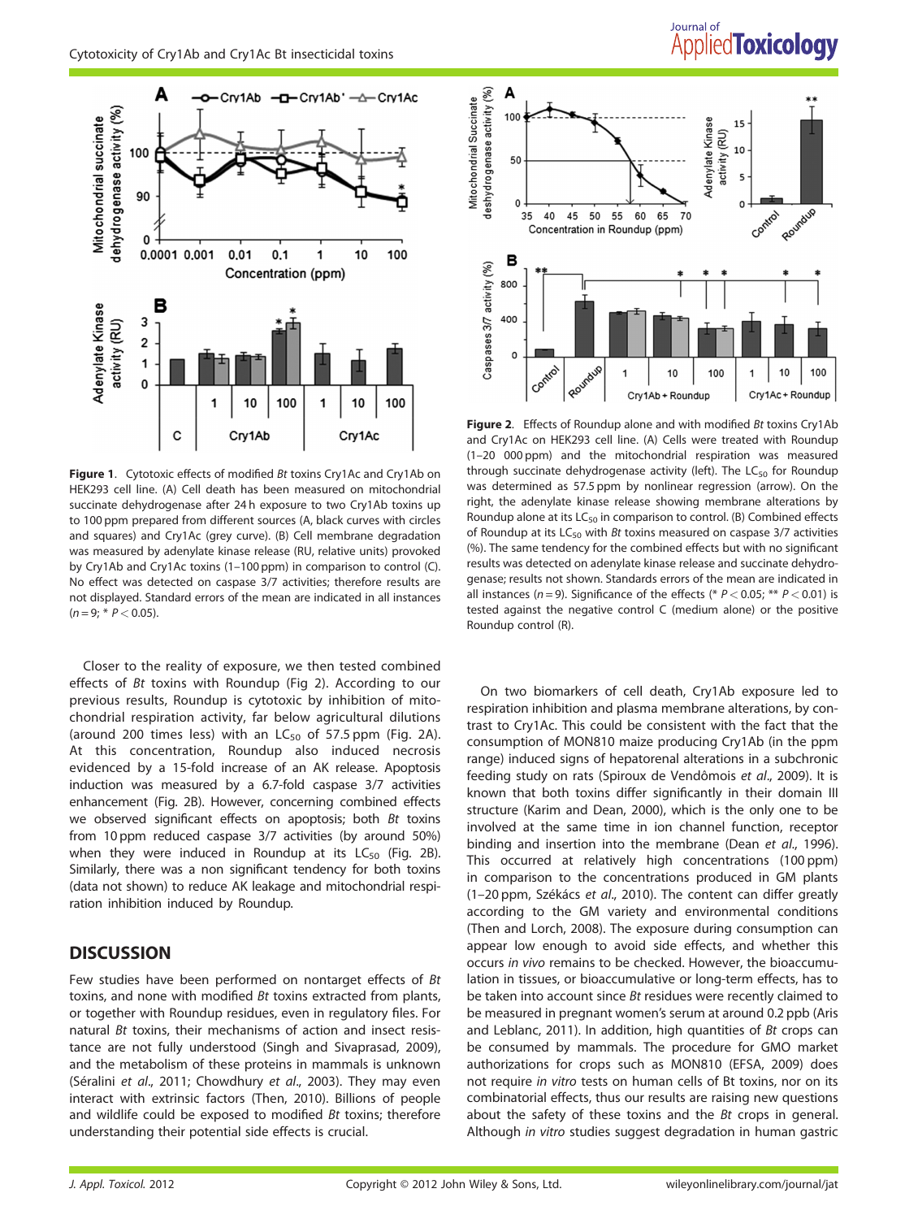**Figure 1.** Cytotoxic effects of modified *Bt* toxins Cry1Ac and Cry1Ab on HEK293 cell line. (A) Cell death has been measured on mitochondrial succinate dehydrogenase after 24 h exposure to two Cry1Ab toxins up to 100 ppm prepared from different sources (A, black curves with circles and squares) and Cry1Ac (grey curve). (B) Cell membrane degradation was measured by adenylate kinase release (RU, relative units) provoked by Cry1Ab and Cry1Ac toxins (1–100 ppm) in comparison to control (C). No effect was detected on caspase 3/7 activities; therefore results are not displayed. Standard errors of the mean are indicated in all instances ($n = 9$; * $P < 0.05$).

**Figure 2.** Effects of Roundup alone and with modified *Bt* toxins Cry1Ab and Cry1Ac on HEK293 cell line. (A) Cells were treated with Roundup (1–20 000 ppm) and the mitochondrial respiration was measured through succinate dehydrogenase activity (left). The $LC_{50}$ for Roundup was determined as 57.5 ppm by nonlinear regression (arrow). On the right, the adenylate kinase release showing membrane alterations by Roundup alone at its $LC_{50}$ in comparison to control. (B) Combined effects of Roundup at its $LC_{50}$ with *Bt* toxins measured on caspase 3/7 activities (%). The same tendency for the combined effects but with no significant results was detected on adenylate kinase release and succinate dehydrogenase; results not shown. Standards errors of the mean are indicated in all instances ($n = 9$). Significance of the effects (* $P < 0.05$; ** $P < 0.01$) is tested against the negative control C (medium alone) or the positive Roundup control (R).

Closer to the reality of exposure, we then tested combined effects of *Bt* toxins with Roundup (Fig 2). According to our previous results, Roundup is cytotoxic by inhibition of mitochondrial respiration activity, far below agricultural dilutions (around 200 times less) with an $LC_{50}$ of 57.5 ppm (Fig. 2A). At this concentration, Roundup also induced necrosis evidenced by a 15-fold increase of an AK release. Apoptosis induction was measured by a 6.7-fold caspase 3/7 activities enhancement (Fig. 2B). However, concerning combined effects we observed significant effects on apoptosis; both *Bt* toxins from 10 ppm reduced caspase 3/7 activities (by around 50%) when they were induced in Roundup at its $LC_{50}$ (Fig. 2B). Similarly, there was a non significant tendency for both toxins (data not shown) to reduce AK leakage and mitochondrial respiration inhibition induced by Roundup.

## DISCUSSION

Few studies have been performed on nontarget effects of *Bt* toxins, and none with modified *Bt* toxins extracted from plants, or together with Roundup residues, even in regulatory files. For natural *Bt* toxins, their mechanisms of action and insect resistance are not fully understood (Singh and Sivaprasad, 2009), and the metabolism of these proteins in mammals is unknown (Séralini *et al*., 2011; Chowdhury *et al*., 2003). They may even interact with extrinsic factors (Then, 2010). Billions of people and wildlife could be exposed to modified *Bt* toxins; therefore understanding their potential side effects is crucial.

On two biomarkers of cell death, Cry1Ab exposure led to respiration inhibition and plasma membrane alterations, by contrast to Cry1Ac. This could be consistent with the fact that the consumption of MON810 maize producing Cry1Ab (in the ppm range) induced signs of hepatorenal alterations in a subchronic feeding study on rats (Spiroux de Vendômois *et al*., 2009). It is known that both toxins differ significantly in their domain III structure (Karim and Dean, 2000), which is the only one to be involved at the same time in ion channel function, receptor binding and insertion into the membrane (Dean *et al*., 1996). This occurred at relatively high concentrations (100 ppm) in comparison to the concentrations produced in GM plants (1–20 ppm, Székács *et al*., 2010). The content can differ greatly according to the GM variety and environmental conditions (Then and Lorch, 2008). The exposure during consumption can appear low enough to avoid side effects, and whether this occurs *in vivo* remains to be checked. However, the bioaccumulation in tissues, or bioaccumulative or long-term effects, has to be taken into account since *Bt* residues were recently claimed to be measured in pregnant women's serum at around 0.2 ppb (Aris and Leblanc, 2011). In addition, high quantities of *Bt* crops can be consumed by mammals. The procedure for GMO market authorizations for crops such as MON810 (EFSA, 2009) does not require *in vitro* tests on human cells of Bt toxins, nor on its combinatorial effects, thus our results are raising new questions about the safety of these toxins and the *Bt* crops in general. Although *in vitro* studies suggest degradation in human gastric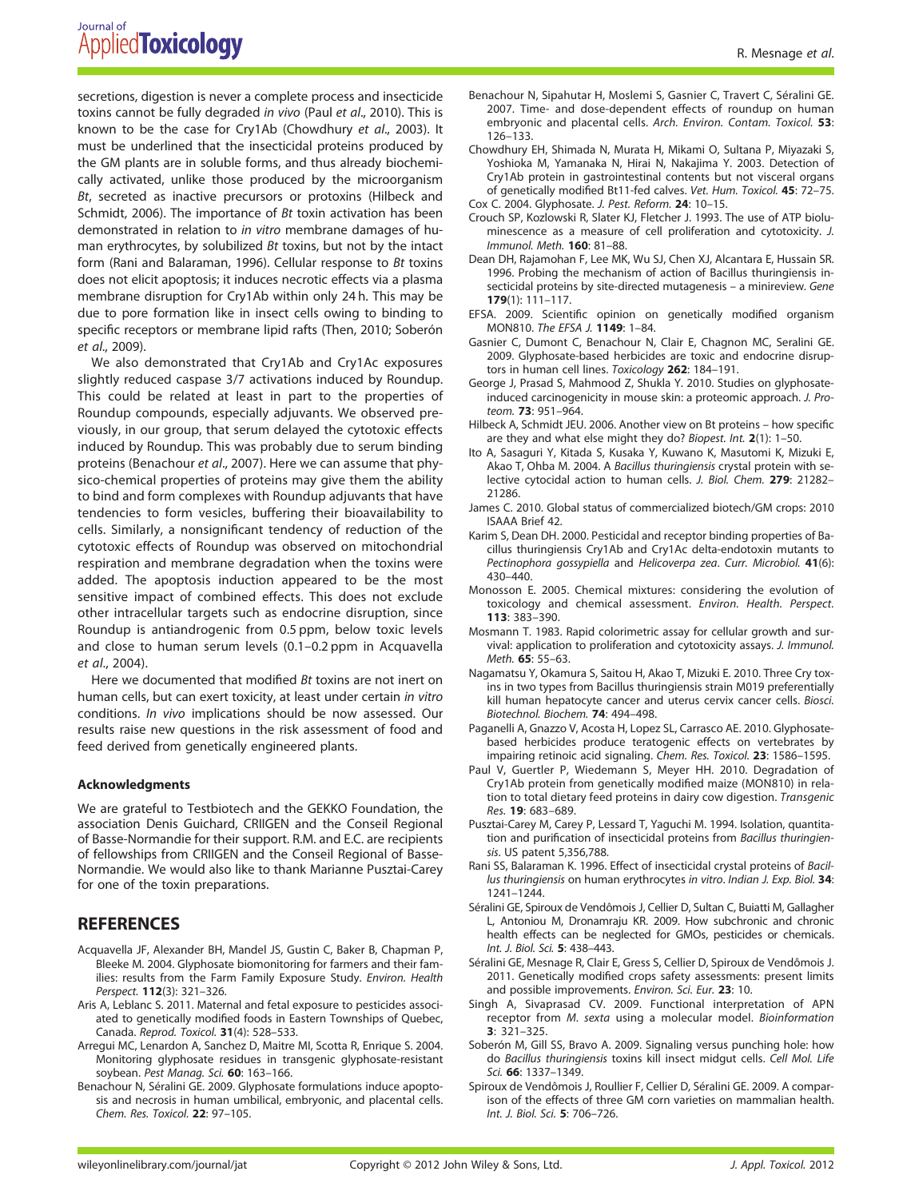secretions, digestion is never a complete process and insecticide toxins cannot be fully degraded *in vivo* (Paul *et al*., 2010). This is known to be the case for Cry1Ab (Chowdhury *et al*., 2003). It must be underlined that the insecticidal proteins produced by the GM plants are in soluble forms, and thus already biochemically activated, unlike those produced by the microorganism *Bt*, secreted as inactive precursors or protoxins (Hilbeck and Schmidt, 2006). The importance of *Bt* toxin activation has been demonstrated in relation to *in vitro* membrane damages of human erythrocytes, by solubilized *Bt* toxins, but not by the intact form (Rani and Balaraman, 1996). Cellular response to *Bt* toxins does not elicit apoptosis; it induces necrotic effects via a plasma membrane disruption for Cry1Ab within only 24 h. This may be due to pore formation like in insect cells owing to binding to specific receptors or membrane lipid rafts (Then, 2010; Soberón *et al*., 2009).

We also demonstrated that Cry1Ab and Cry1Ac exposures slightly reduced caspase 3/7 activations induced by Roundup. This could be related at least in part to the properties of Roundup compounds, especially adjuvants. We observed previously, in our group, that serum delayed the cytotoxic effects induced by Roundup. This was probably due to serum binding proteins (Benachour *et al*., 2007). Here we can assume that physico-chemical properties of proteins may give them the ability to bind and form complexes with Roundup adjuvants that have tendencies to form vesicles, buffering their bioavailability to cells. Similarly, a nonsignificant tendency of reduction of the cytotoxic effects of Roundup was observed on mitochondrial respiration and membrane degradation when the toxins were added. The apoptosis induction appeared to be the most sensitive impact of combined effects. This does not exclude other intracellular targets such as endocrine disruption, since Roundup is antiandrogenic from 0.5 ppm, below toxic levels and close to human serum levels (0.1–0.2 ppm in Acquavella *et al*., 2004).

Here we documented that modified *Bt* toxins are not inert on human cells, but can exert toxicity, at least under certain *in vitro* conditions. *In vivo* implications should be now assessed. Our results raise new questions in the risk assessment of food and feed derived from genetically engineered plants.

#### Acknowledgments

We are grateful to Testbiotech and the GEKKO Foundation, the association Denis Guichard, CRIIGEN and the Conseil Regional of Basse-Normandie for their support. R.M. and E.C. are recipients of fellowships from CRIIGEN and the Conseil Regional of Basse-Normandie. We would also like to thank Marianne Pusztai-Carey for one of the toxin preparations.

## REFERENCES

Acquavella JF, Alexander BH, Mandel JS, Gustin C, Baker B, Chapman P, Bleeke M. 2004. Glyphosate biomonitoring for farmers and their families: results from the Farm Family Exposure Study. *Environ. Health Perspect.* **112**(3): 321–326.

Aris A, Leblanc S. 2011. Maternal and fetal exposure to pesticides associated to genetically modified foods in Eastern Townships of Quebec, Canada. *Reprod. Toxicol.* **31**(4): 528–533.

Arregui MC, Lenardon A, Sanchez D, Maitre MI, Scotta R, Enrique S. 2004. Monitoring glyphosate residues in transgenic glyphosate-resistant soybean. *Pest Manag. Sci.* **60**: 163–166.

Benachour N, Séralini GE. 2009. Glyphosate formulations induce apoptosis and necrosis in human umbilical, embryonic, and placental cells. *Chem. Res. Toxicol.* **22**: 97–105.

Benachour N, Sipahutar H, Moslemi S, Gasnier C, Travert C, Séralini GE. 2007. Time- and dose-dependent effects of roundup on human embryonic and placental cells. *Arch. Environ. Contam. Toxicol.* **53**: 126–133.

Chowdhury EH, Shimada N, Murata H, Mikami O, Sultana P, Miyazaki S, Yoshioka M, Yamanaka N, Hirai N, Nakajima Y. 2003. Detection of Cry1Ab protein in gastrointestinal contents but not visceral organs of genetically modified Bt11-fed calves. *Vet. Hum. Toxicol.* **45**: 72–75.

Cox C. 2004. Glyphosate. *J. Pest. Reform.* **24**: 10–15.

Crouch SP, Kozlowski R, Slater KJ, Fletcher J. 1993. The use of ATP bioluminescence as a measure of cell proliferation and cytotoxicity. *J. Immunol. Meth.* **160**: 81–88.

Dean DH, Rajamohan F, Lee MK, Wu SJ, Chen XJ, Alcantara E, Hussain SR. 1996. Probing the mechanism of action of Bacillus thuringiensis insecticidal proteins by site-directed mutagenesis – a minireview. *Gene* **179**(1): 111–117.

EFSA. 2009. Scientific opinion on genetically modified organism MON810. *The EFSA J.* **1149**: 1–84.

Gasnier C, Dumont C, Benachour N, Clair E, Chagnon MC, Seralini GE. 2009. Glyphosate-based herbicides are toxic and endocrine disruptors in human cell lines. *Toxicology* **262**: 184–191.

George J, Prasad S, Mahmood Z, Shukla Y. 2010. Studies on glyphosate-induced carcinogenicity in mouse skin: a proteomic approach. *J. Proteom.* **73**: 951–964.

Hilbeck A, Schmidt JEU. 2006. Another view on Bt proteins – how specific are they and what else might they do? *Biopest. Int.* **2**(1): 1–50.

Ito A, Sasaguri Y, Kitada S, Kusaka Y, Kuwano K, Masutomi K, Mizuki E, Akao T, Ohba M. 2004. A *Bacillus thuringiensis* crystal protein with selective cytocidal action to human cells. *J. Biol. Chem.* **279**: 21282–21286.

James C. 2010. Global status of commercialized biotech/GM crops: 2010 ISAAA Brief 42.

Karim S, Dean DH. 2000. Pesticidal and receptor binding properties of Bacillus thuringiensis Cry1Ab and Cry1Ac delta-endotoxin mutants to *Pectinophora gossypiella* and *Helicoverpa zea*. *Curr. Microbiol.* **41**(6): 430–440.

Monosson E. 2005. Chemical mixtures: considering the evolution of toxicology and chemical assessment. *Environ. Health. Perspect.* **113**: 383–390.

Mosmann T. 1983. Rapid colorimetric assay for cellular growth and survival: application to proliferation and cytotoxicity assays. *J. Immunol. Meth.* **65**: 55–63.

Nagamatsu Y, Okamura S, Saitou H, Akao T, Mizuki E. 2010. Three Cry toxins in two types from Bacillus thuringiensis strain M019 preferentially kill human hepatocyte cancer and uterus cervix cancer cells. *Biosci. Biotechnol. Biochem.* **74**: 494–498.

Paganelli A, Gnazzo V, Acosta H, Lopez SL, Carrasco AE. 2010. Glyphosate-based herbicides produce teratogenic effects on vertebrates by impairing retinoic acid signaling. *Chem. Res. Toxicol.* **23**: 1586–1595.

Paul V, Guertler P, Wiedemann S, Meyer HH. 2010. Degradation of Cry1Ab protein from genetically modified maize (MON810) in relation to total dietary feed proteins in dairy cow digestion. *Transgenic Res.* **19**: 683–689.

Pusztai-Carey M, Carey P, Lessard T, Yaguchi M. 1994. Isolation, quantitation and purification of insecticidal proteins from *Bacillus thuringiensis*. US patent 5,356,788.

Rani SS, Balaraman K. 1996. Effect of insecticidal crystal proteins of *Bacillus thuringiensis* on human erythrocytes *in vitro*. *Indian J. Exp. Biol.* **34**: 1241–1244.

Séralini GE, Spiroux de Vendômois J, Cellier D, Sultan C, Buiatti M, Gallagher L, Antoniou M, Dronamraju KR. 2009. How subchronic and chronic health effects can be neglected for GMOs, pesticides or chemicals. *Int. J. Biol. Sci.* **5**: 438–443.

Séralini GE, Mesnage R, Clair E, Gress S, Cellier D, Spiroux de Vendômois J. 2011. Genetically modified crops safety assessments: present limits and possible improvements. *Environ. Sci. Eur.* **23**: 10.

Singh A, Sivaprasad CV. 2009. Functional interpretation of APN receptor from *M. sexta* using a molecular model. *Bioinformation* **3**: 321–325.

Soberón M, Gill SS, Bravo A. 2009. Signaling versus punching hole: how do *Bacillus thuringiensis* toxins kill insect midgut cells. *Cell Mol. Life Sci.* **66**: 1337–1349.

Spiroux de Vendômois J, Roullier F, Cellier D, Séralini GE. 2009. A comparison of the effects of three GM corn varieties on mammalian health. *Int. J. Biol. Sci.* **5**: 706–726.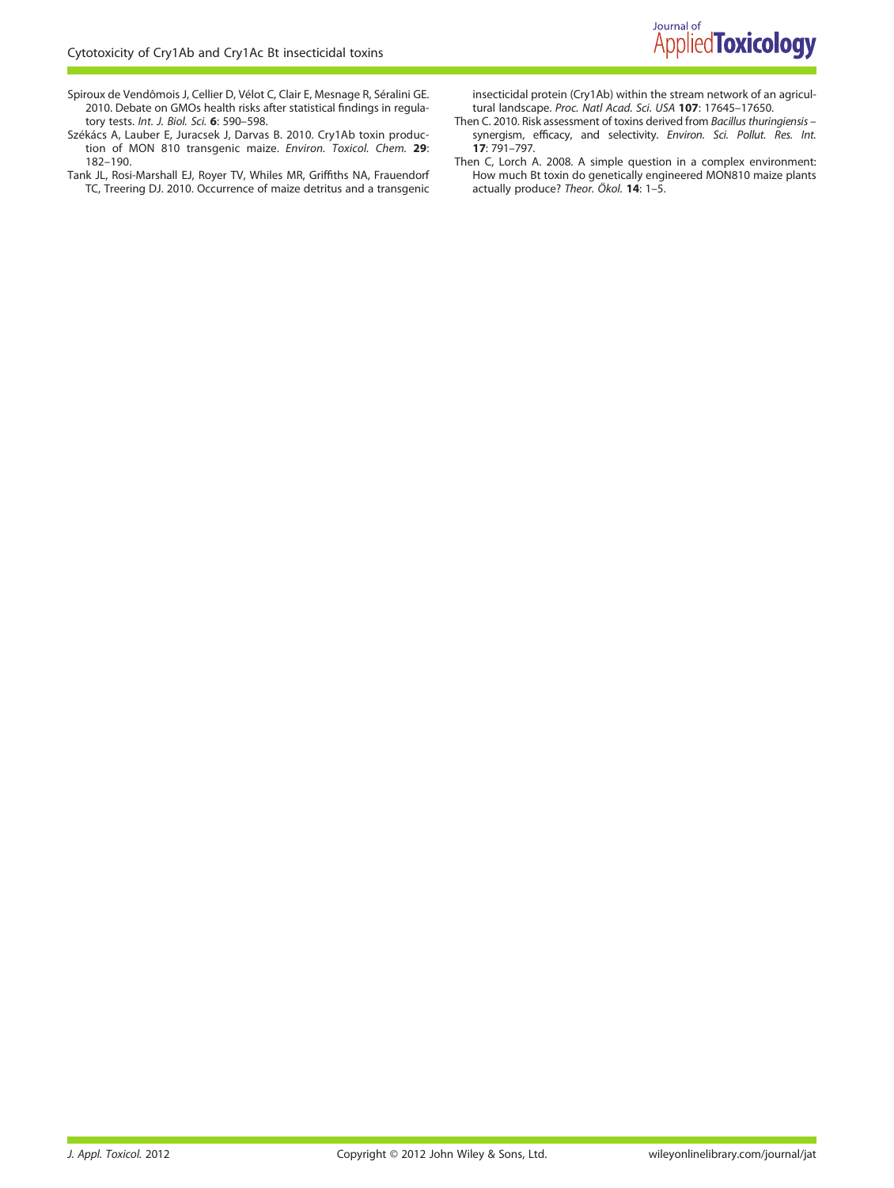Spiroux de Vendômois J, Cellier D, Vélot C, Clair E, Mesnage R, Séralini GE. 2010. Debate on GMOs health risks after statistical findings in regulatory tests. *Int. J. Biol. Sci.* **6**: 590–598.

Székács A, Lauber E, Juracsek J, Darvas B. 2010. Cry1Ab toxin production of MON 810 transgenic maize. *Environ. Toxicol. Chem.* **29**: 182–190.

Tank JL, Rosi-Marshall EJ, Royer TV, Whiles MR, Griffiths NA, Frauendorf TC, Treering DJ. 2010. Occurrence of maize detritus and a transgenic insecticidal protein (Cry1Ab) within the stream network of an agricultural landscape. *Proc. Natl Acad. Sci. USA* **107**: 17645–17650.

Then C. 2010. Risk assessment of toxins derived from *Bacillus thuringiensis* – synergism, efficacy, and selectivity. *Environ. Sci. Pollut. Res. Int.* **17**: 791–797.

Then C, Lorch A. 2008. A simple question in a complex environment: How much Bt toxin do genetically engineered MON810 maize plants actually produce? *Theor. Ökol.* **14**: 1–5.